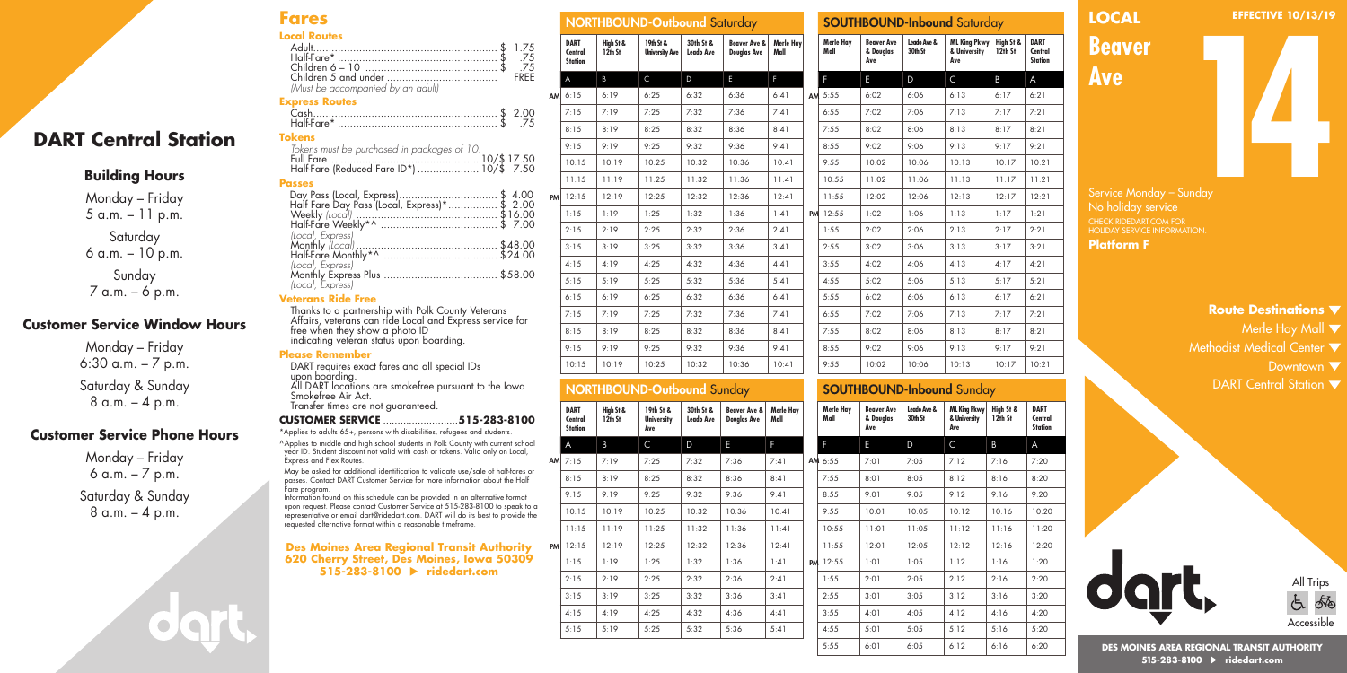# DART Central Station

## Building Hours

Monday – Friday
5 a.m. – 11 p.m.

Saturday
6 a.m. – 10 p.m.

Sunday
7 a.m. – 6 p.m.

## Customer Service Window Hours

Monday – Friday
6:30 a.m. – 7 p.m.

Saturday & Sunday
8 a.m. – 4 p.m.

## Customer Service Phone Hours

Monday – Friday
6 a.m. – 7 p.m.

Saturday & Sunday
8 a.m. – 4 p.m.

# Fares

### Local Routes

Adult .......... $ 1.75
Half-Fare* .......... $ .75
Children 6 – 10 .......... $ .75
Children 5 and under .......... FREE
*(Must be accompanied by an adult)*

### Express Routes

Cash .......... $ 2.00
Half-Fare* .......... $ .75

### Tokens

*Tokens must be purchased in packages of 10.*
Full Fare .......... 10/$ 17.50
Half-Fare (Reduced Fare ID*) .......... 10/$ 7.50

### Passes

Day Pass (Local, Express) .......... $ 4.00
Half Fare Day Pass (Local, Express)* .......... $ 2.00
Weekly *(Local)* .......... $16.00
Half-Fare Weekly*^ .......... $ 7.00
*(Local, Express)*
Monthly *(Local)* .......... $48.00
Half-Fare Monthly*^ .......... $24.00
*(Local, Express)*
Monthly Express Plus .......... $58.00
*(Local, Express)*

### Veterans Ride Free

Thanks to a partnership with Polk County Veterans Affairs, veterans can ride Local and Express service for free when they show a photo ID indicating veteran status upon boarding.

### Please Remember

DART requires exact fares and all special IDs upon boarding.
All DART locations are smokefree pursuant to the Iowa Smokefree Air Act.
Transfer times are not guaranteed.

**CUSTOMER SERVICE .......... 515-283-8100**

*Applies to adults 65+, persons with disabilities, refugees and students.

^Applies to middle and high school students in Polk County with current school year ID. Student discount not valid with cash or tokens. Valid only on Local, Express and Flex Routes.

May be asked for additional identification to validate use/sale of half-fares or passes. Contact DART Customer Service for more information about the Half Fare program.

Information found on this schedule can be provided in an alternative format upon request. Please contact Customer Service at 515-283-8100 to speak to a representative or email dart@ridedart.com. DART will do its best to provide the requested alternative format within a reasonable timeframe.

**Des Moines Area Regional Transit Authority**
**620 Cherry Street, Des Moines, Iowa 50309**
**515-283-8100 ▶ ridedart.com**

## NORTHBOUND-Outbound Saturday

| | DART Central Station | High St & 12th St | 19th St & University Ave | 30th St & Leado Ave | Beaver Ave & Douglas Ave | Merle Hay Mall |
|---|---|---|---|---|---|---|
| | A | B | C | D | E | F |
| AM | 6:15 | 6:19 | 6:25 | 6:32 | 6:36 | 6:41 |
| | 7:15 | 7:19 | 7:25 | 7:32 | 7:36 | 7:41 |
| | 8:15 | 8:19 | 8:25 | 8:32 | 8:36 | 8:41 |
| | 9:15 | 9:19 | 9:25 | 9:32 | 9:36 | 9:41 |
| | 10:15 | 10:19 | 10:25 | 10:32 | 10:36 | 10:41 |
| | 11:15 | 11:19 | 11:25 | 11:32 | 11:36 | 11:41 |
| PM | 12:15 | 12:19 | 12:25 | 12:32 | 12:36 | 12:41 |
| | 1:15 | 1:19 | 1:25 | 1:32 | 1:36 | 1:41 |
| | 2:15 | 2:19 | 2:25 | 2:32 | 2:36 | 2:41 |
| | 3:15 | 3:19 | 3:25 | 3:32 | 3:36 | 3:41 |
| | 4:15 | 4:19 | 4:25 | 4:32 | 4:36 | 4:41 |
| | 5:15 | 5:19 | 5:25 | 5:32 | 5:36 | 5:41 |
| | 6:15 | 6:19 | 6:25 | 6:32 | 6:36 | 6:41 |
| | 7:15 | 7:19 | 7:25 | 7:32 | 7:36 | 7:41 |
| | 8:15 | 8:19 | 8:25 | 8:32 | 8:36 | 8:41 |
| | 9:15 | 9:19 | 9:25 | 9:32 | 9:36 | 9:41 |
| | 10:15 | 10:19 | 10:25 | 10:32 | 10:36 | 10:41 |

## NORTHBOUND-Outbound Sunday

| | DART Central Station | High St & 12th St | 19th St & University Ave | 30th St & Leado Ave | Beaver Ave & Douglas Ave | Merle Hay Mall |
|---|---|---|---|---|---|---|
| | A | B | C | D | E | F |
| AM | 7:15 | 7:19 | 7:25 | 7:32 | 7:36 | 7:41 |
| | 8:15 | 8:19 | 8:25 | 8:32 | 8:36 | 8:41 |
| | 9:15 | 9:19 | 9:25 | 9:32 | 9:36 | 9:41 |
| | 10:15 | 10:19 | 10:25 | 10:32 | 10:36 | 10:41 |
| | 11:15 | 11:19 | 11:25 | 11:32 | 11:36 | 11:41 |
| PM | 12:15 | 12:19 | 12:25 | 12:32 | 12:36 | 12:41 |
| | 1:15 | 1:19 | 1:25 | 1:32 | 1:36 | 1:41 |
| | 2:15 | 2:19 | 2:25 | 2:32 | 2:36 | 2:41 |
| | 3:15 | 3:19 | 3:25 | 3:32 | 3:36 | 3:41 |
| | 4:15 | 4:19 | 4:25 | 4:32 | 4:36 | 4:41 |
| | 5:15 | 5:19 | 5:25 | 5:32 | 5:36 | 5:41 |

## SOUTHBOUND-Inbound Saturday

| | Merle Hay Mall | Beaver Ave & Douglas Ave | Leado Ave & 30th St | ML King Pkwy & University Ave | High St & 12th St | DART Central Station |
|---|---|---|---|---|---|---|
| | F | E | D | C | B | A |
| AM | 5:55 | 6:02 | 6:06 | 6:13 | 6:17 | 6:21 |
| | 6:55 | 7:02 | 7:06 | 7:13 | 7:17 | 7:21 |
| | 7:55 | 8:02 | 8:06 | 8:13 | 8:17 | 8:21 |
| | 8:55 | 9:02 | 9:06 | 9:13 | 9:17 | 9:21 |
| | 9:55 | 10:02 | 10:06 | 10:13 | 10:17 | 10:21 |
| | 10:55 | 11:02 | 11:06 | 11:13 | 11:17 | 11:21 |
| | 11:55 | 12:02 | 12:06 | 12:13 | 12:17 | 12:21 |
| PM | 12:55 | 1:02 | 1:06 | 1:13 | 1:17 | 1:21 |
| | 1:55 | 2:02 | 2:06 | 2:13 | 2:17 | 2:21 |
| | 2:55 | 3:02 | 3:06 | 3:13 | 3:17 | 3:21 |
| | 3:55 | 4:02 | 4:06 | 4:13 | 4:17 | 4:21 |
| | 4:55 | 5:02 | 5:06 | 5:13 | 5:17 | 5:21 |
| | 5:55 | 6:02 | 6:06 | 6:13 | 6:17 | 6:21 |
| | 6:55 | 7:02 | 7:06 | 7:13 | 7:17 | 7:21 |
| | 7:55 | 8:02 | 8:06 | 8:13 | 8:17 | 8:21 |
| | 8:55 | 9:02 | 9:06 | 9:13 | 9:17 | 9:21 |
| | 9:55 | 10:02 | 10:06 | 10:13 | 10:17 | 10:21 |

## SOUTHBOUND-Inbound Sunday

| | Merle Hay Mall | Beaver Ave & Douglas Ave | Leado Ave & 30th St | ML King Pkwy & University Ave | High St & 12th St | DART Central Station |
|---|---|---|---|---|---|---|
| | F | E | D | C | B | A |
| AM | 6:55 | 7:01 | 7:05 | 7:12 | 7:16 | 7:20 |
| | 7:55 | 8:01 | 8:05 | 8:12 | 8:16 | 8:20 |
| | 8:55 | 9:01 | 9:05 | 9:12 | 9:16 | 9:20 |
| | 9:55 | 10:01 | 10:05 | 10:12 | 10:16 | 10:20 |
| | 10:55 | 11:01 | 11:05 | 11:12 | 11:16 | 11:20 |
| | 11:55 | 12:01 | 12:05 | 12:12 | 12:16 | 12:20 |
| PM | 12:55 | 1:01 | 1:05 | 1:12 | 1:16 | 1:20 |
| | 1:55 | 2:01 | 2:05 | 2:12 | 2:16 | 2:20 |
| | 2:55 | 3:01 | 3:05 | 3:12 | 3:16 | 3:20 |
| | 3:55 | 4:01 | 4:05 | 4:12 | 4:16 | 4:20 |
| | 4:55 | 5:01 | 5:05 | 5:12 | 5:16 | 5:20 |
| | 5:55 | 6:01 | 6:05 | 6:12 | 6:16 | 6:20 |

# LOCAL Beaver Ave 14

**EFFECTIVE 10/13/19**

Service Monday – Sunday
No holiday service
CHECK RIDEDART.COM FOR HOLIDAY SERVICE INFORMATION.

**Platform F**

### Route Destinations ▼

Merle Hay Mall ▼
Methodist Medical Center ▼
Downtown ▼
DART Central Station ▼

All Trips
Accessible

**DES MOINES AREA REGIONAL TRANSIT AUTHORITY**
**515-283-8100 ▶ ridedart.com**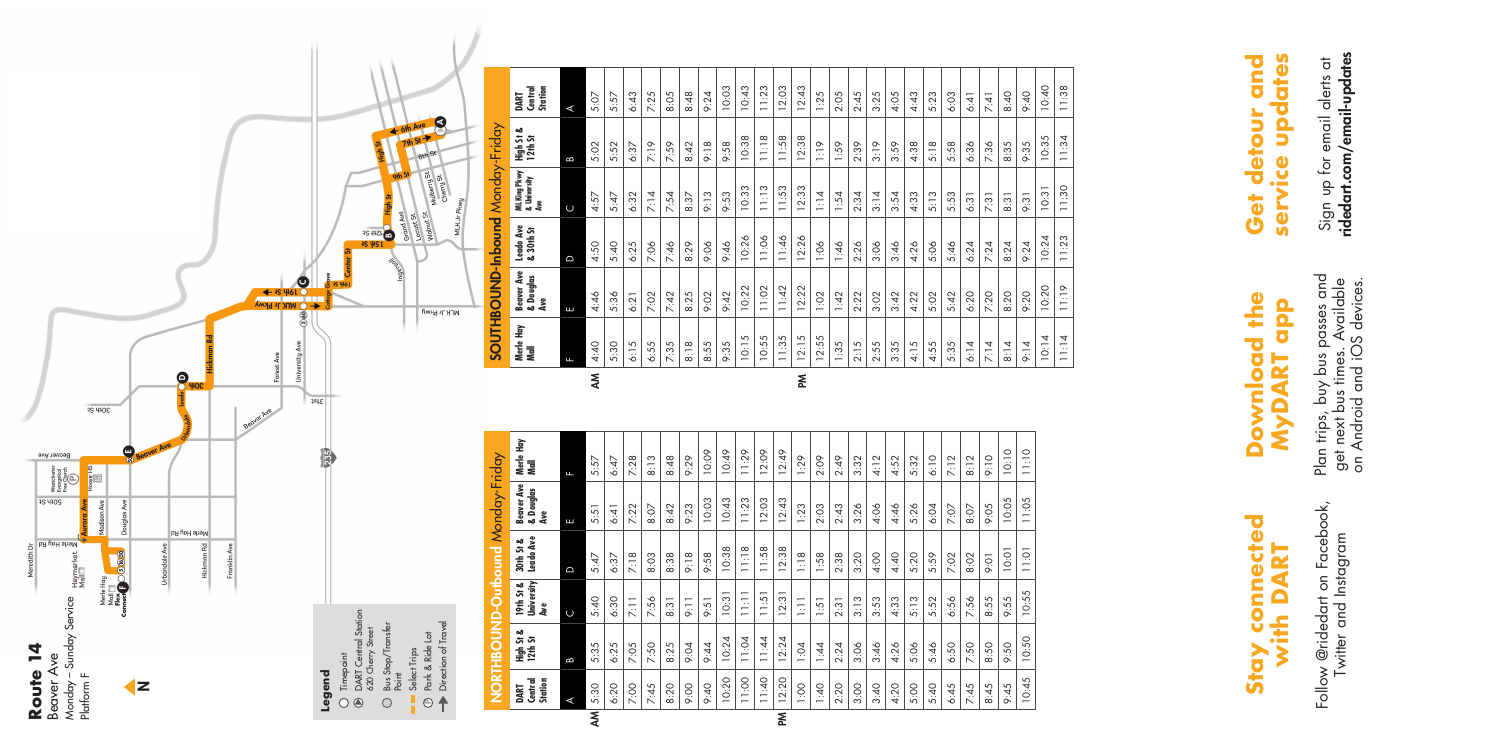# Route 14

**Beaver Ave**

Monday – Sunday Service

Platform F

## Legend

- Timepoint
- DART Central Station 620 Cherry Street
- Bus Stop/Transfer Point
- Select Trips
- Park & Ride Lot
- Direction of Travel

Meredith Dr
Merle Hay Rd
Haymarket Mall
Westchester Emergent Care/Church
50th St
Beaver Ave
Aurora Ave
Madison Ave
Douglas Ave
Merle Hay Mall Park & Ride
Connect
Urbandale Ave
Hickman Rd
Franklin Ave
30th St
Beaver Ave
Urbandale
Lewis
30th
Forest Ave
University Ave
Hickman Rd
31st
19th St
MLK Jr Pkwy
Cottage Grove
Center St
15th St
13th St
Ingersoll
High St
Grand Ave
Locust St
Walnut St
Mulberry St
Cherry St
9th St
8th St
7th St
6th Ave
MLK Jr Pkwy
235

## NORTHBOUND-Outbound Monday-Friday

| | DART Central Station | High St & 12th St | 19th St & University Ave | 30th St & Leado Ave | Beaver Ave & Douglas Ave | Merle Hay Mall |
|---|---|---|---|---|---|---|
| | A | B | C | D | E | F |
| AM | 5:30 | 5:35 | 5:40 | 5:47 | 5:51 | 5:57 |
| | 6:20 | 6:25 | 6:30 | 6:37 | 6:41 | 6:47 |
| | 7:00 | 7:05 | 7:11 | 7:18 | 7:22 | 7:28 |
| | 7:45 | 7:50 | 7:56 | 8:03 | 8:07 | 8:13 |
| | 8:20 | 8:25 | 8:31 | 8:38 | 8:42 | 8:48 |
| | 9:00 | 9:04 | 9:11 | 9:18 | 9:23 | 9:29 |
| | 9:40 | 9:44 | 9:51 | 9:58 | 10:03 | 10:09 |
| | 10:20 | 10:24 | 10:31 | 10:38 | 10:43 | 10:49 |
| | 11:00 | 11:04 | 11:11 | 11:18 | 11:23 | 11:29 |
| | 11:40 | 11:44 | 11:51 | 11:58 | 12:03 | 12:09 |
| PM | 12:20 | 12:24 | 12:31 | 12:38 | 12:43 | 12:49 |
| | 1:00 | 1:04 | 1:11 | 1:18 | 1:23 | 1:29 |
| | 1:40 | 1:44 | 1:51 | 1:58 | 2:03 | 2:09 |
| | 2:20 | 2:24 | 2:31 | 2:38 | 2:43 | 2:49 |
| | 3:00 | 3:06 | 3:13 | 3:20 | 3:26 | 3:32 |
| | 3:40 | 3:46 | 3:53 | 4:00 | 4:06 | 4:12 |
| | 4:20 | 4:26 | 4:33 | 4:40 | 4:46 | 4:52 |
| | 5:00 | 5:06 | 5:13 | 5:20 | 5:26 | 5:32 |
| | 5:40 | 5:46 | 5:52 | 5:59 | 6:04 | 6:10 |
| | 6:45 | 6:50 | 6:56 | 7:02 | 7:07 | 7:12 |
| | 7:45 | 7:50 | 7:56 | 8:02 | 8:07 | 8:12 |
| | 8:45 | 8:50 | 8:55 | 9:01 | 9:05 | 9:10 |
| | 9:45 | 9:50 | 9:55 | 10:01 | 10:05 | 10:10 |
| | 10:45 | 10:50 | 10:55 | 11:01 | 11:05 | 11:10 |

## SOUTHBOUND-Inbound Monday-Friday

| | Merle Hay Mall | Beaver Ave & Douglas Ave | Leado Ave & 30th St | MLKing Pkwy & University Ave | High St & 12th St | DART Central Station |
|---|---|---|---|---|---|---|
| | F | E | D | C | B | A |
| AM | 4:40 | 4:46 | 4:50 | 4:57 | 5:02 | 5:07 |
| | 5:30 | 5:36 | 5:40 | 5:47 | 5:52 | 5:57 |
| | 6:15 | 6:21 | 6:25 | 6:32 | 6:37 | 6:43 |
| | 6:55 | 7:02 | 7:06 | 7:14 | 7:19 | 7:25 |
| | 7:35 | 7:42 | 7:46 | 7:54 | 7:59 | 8:05 |
| | 8:18 | 8:25 | 8:29 | 8:37 | 8:42 | 8:48 |
| | 8:55 | 9:02 | 9:06 | 9:13 | 9:18 | 9:24 |
| | 9:35 | 9:42 | 9:46 | 9:53 | 9:58 | 10:03 |
| | 10:15 | 10:22 | 10:26 | 10:33 | 10:38 | 10:43 |
| | 10:55 | 11:02 | 11:06 | 11:13 | 11:18 | 11:23 |
| | 11:35 | 11:42 | 11:46 | 11:53 | 11:58 | 12:03 |
| PM | 12:15 | 12:22 | 12:26 | 12:33 | 12:38 | 12:43 |
| | 12:55 | 1:02 | 1:06 | 1:14 | 1:19 | 1:25 |
| | 1:35 | 1:42 | 1:46 | 1:54 | 1:59 | 2:05 |
| | 2:15 | 2:22 | 2:26 | 2:34 | 2:39 | 2:45 |
| | 2:55 | 3:02 | 3:06 | 3:14 | 3:19 | 3:25 |
| | 3:35 | 3:42 | 3:46 | 3:54 | 3:59 | 4:05 |
| | 4:15 | 4:22 | 4:26 | 4:33 | 4:38 | 4:43 |
| | 4:55 | 5:02 | 5:06 | 5:13 | 5:18 | 5:23 |
| | 5:35 | 5:42 | 5:46 | 5:53 | 5:58 | 6:03 |
| | 6:14 | 6:20 | 6:24 | 6:31 | 6:36 | 6:41 |
| | 7:14 | 7:20 | 7:24 | 7:31 | 7:36 | 7:41 |
| | 8:14 | 8:20 | 8:24 | 8:31 | 8:35 | 8:40 |
| | 9:14 | 9:20 | 9:24 | 9:31 | 9:35 | 9:40 |
| | 10:14 | 10:20 | 10:24 | 10:31 | 10:35 | 10:40 |
| | 11:14 | 11:19 | 11:23 | 11:30 | 11:34 | 11:38 |

## Stay connected with DART

Follow @ridedart on Facebook, Twitter and Instagram

## Download the MyDART app

Plan trips, buy bus passes and get next bus times. Available on Android and iOS devices.

## Get detour and service updates

Sign up for email alerts at **ridedart.com/email-updates**